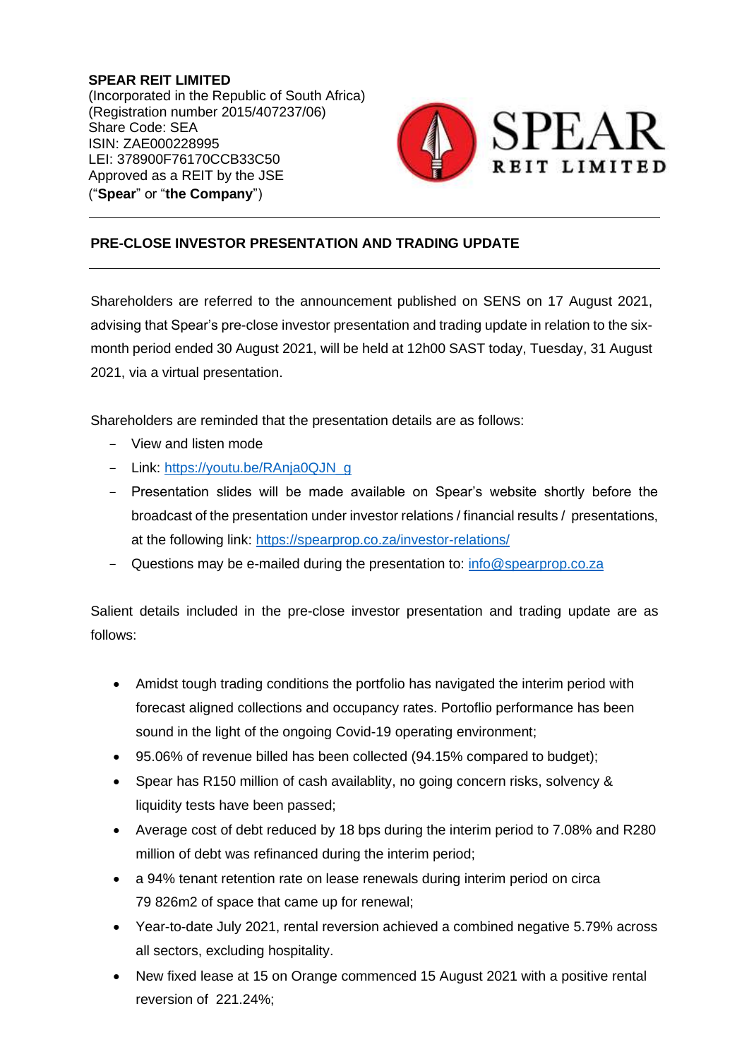**SPEAR REIT LIMITED**
(Incorporated in the Republic of South Africa)
(Registration number 2015/407237/06)
Share Code: SEA
ISIN: ZAE000228995
LEI: 378900F76170CCB33C50
Approved as a REIT by the JSE
("**Spear**" or "**the Company**")

---

**PRE-CLOSE INVESTOR PRESENTATION AND TRADING UPDATE**

---

Shareholders are referred to the announcement published on SENS on 17 August 2021, advising that Spear's pre-close investor presentation and trading update in relation to the six-month period ended 30 August 2021, will be held at 12h00 SAST today, Tuesday, 31 August 2021, via a virtual presentation.

Shareholders are reminded that the presentation details are as follows:

- View and listen mode
- Link: https://youtu.be/RAnja0QJN_g
- Presentation slides will be made available on Spear's website shortly before the broadcast of the presentation under investor relations / financial results / presentations, at the following link: https://spearprop.co.za/investor-relations/
- Questions may be e-mailed during the presentation to: info@spearprop.co.za

Salient details included in the pre-close investor presentation and trading update are as follows:

- Amidst tough trading conditions the portfolio has navigated the interim period with forecast aligned collections and occupancy rates. Portoflio performance has been sound in the light of the ongoing Covid-19 operating environment;
- 95.06% of revenue billed has been collected (94.15% compared to budget);
- Spear has R150 million of cash availablity, no going concern risks, solvency & liquidity tests have been passed;
- Average cost of debt reduced by 18 bps during the interim period to 7.08% and R280 million of debt was refinanced during the interim period;
- a 94% tenant retention rate on lease renewals during interim period on circa 79 826m2 of space that came up for renewal;
- Year-to-date July 2021, rental reversion achieved a combined negative 5.79% across all sectors, excluding hospitality.
- New fixed lease at 15 on Orange commenced 15 August 2021 with a positive rental reversion of 221.24%;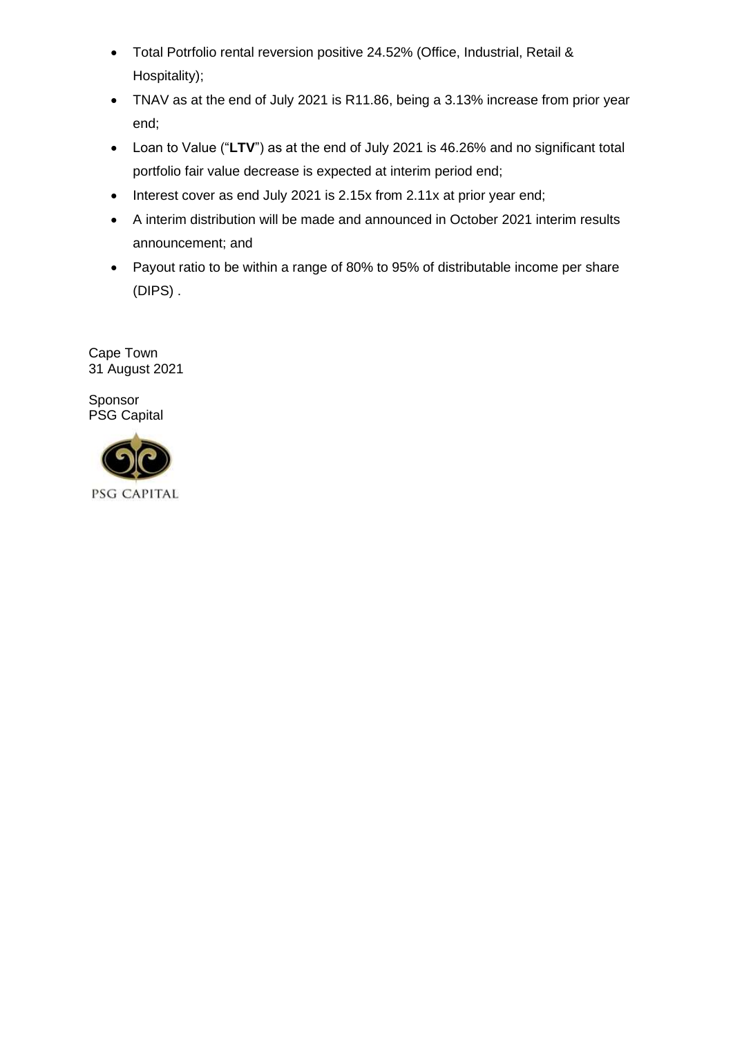- Total Potrfolio rental reversion positive 24.52% (Office, Industrial, Retail & Hospitality);
- TNAV as at the end of July 2021 is R11.86, being a 3.13% increase from prior year end;
- Loan to Value ("**LTV**") as at the end of July 2021 is 46.26% and no significant total portfolio fair value decrease is expected at interim period end;
- Interest cover as end July 2021 is 2.15x from 2.11x at prior year end;
- A interim distribution will be made and announced in October 2021 interim results announcement; and
- Payout ratio to be within a range of 80% to 95% of distributable income per share (DIPS) .

Cape Town
31 August 2021

Sponsor
PSG Capital

PSG CAPITAL